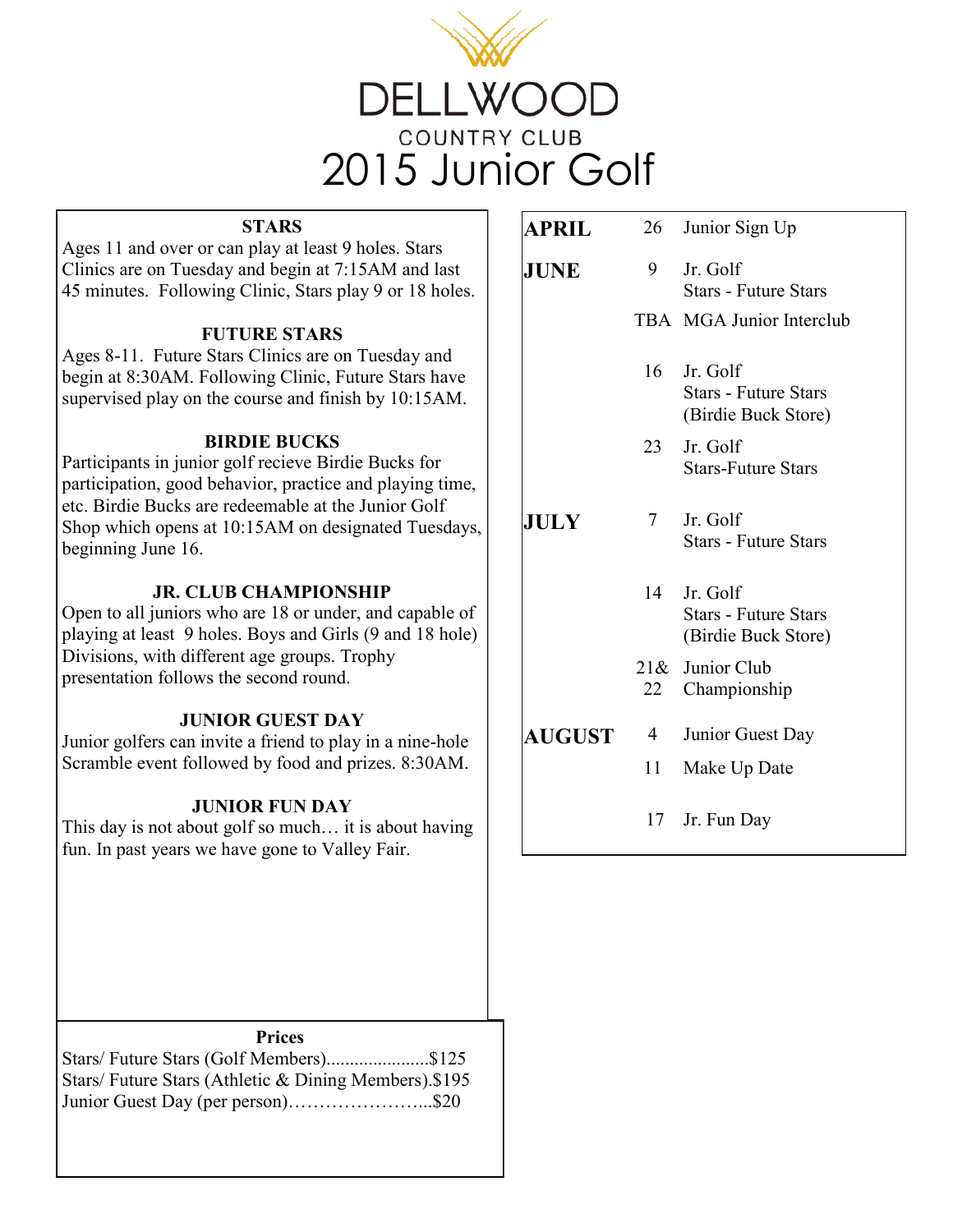# DELLWOOD

COUNTRY CLUB

# 2015 Junior Golf

### STARS

Ages 11 and over or can play at least 9 holes. Stars Clinics are on Tuesday and begin at 7:15AM and last 45 minutes. Following Clinic, Stars play 9 or 18 holes.

### FUTURE STARS

Ages 8-11. Future Stars Clinics are on Tuesday and begin at 8:30AM. Following Clinic, Future Stars have supervised play on the course and finish by 10:15AM.

### BIRDIE BUCKS

Participants in junior golf recieve Birdie Bucks for participation, good behavior, practice and playing time, etc. Birdie Bucks are redeemable at the Junior Golf Shop which opens at 10:15AM on designated Tuesdays, beginning June 16.

### JR. CLUB CHAMPIONSHIP

Open to all juniors who are 18 or under, and capable of playing at least 9 holes. Boys and Girls (9 and 18 hole) Divisions, with different age groups. Trophy presentation follows the second round.

### JUNIOR GUEST DAY

Junior golfers can invite a friend to play in a nine-hole Scramble event followed by food and prizes. 8:30AM.

### JUNIOR FUN DAY

This day is not about golf so much… it is about having fun. In past years we have gone to Valley Fair.

### Prices

Stars/ Future Stars (Golf Members)......................$125
Stars/ Future Stars (Athletic & Dining Members).$195
Junior Guest Day (per person)…………………...$20

| Month | Date | Event |
|---|---|---|
| **APRIL** | 26 | Junior Sign Up |
| **JUNE** | 9 | Jr. Golf<br>Stars - Future Stars |
| | TBA | MGA Junior Interclub |
| | 16 | Jr. Golf<br>Stars - Future Stars<br>(Birdie Buck Store) |
| | 23 | Jr. Golf<br>Stars-Future Stars |
| **JULY** | 7 | Jr. Golf<br>Stars - Future Stars |
| | 14 | Jr. Golf<br>Stars - Future Stars<br>(Birdie Buck Store) |
| | 21& 22 | Junior Club Championship |
| **AUGUST** | 4 | Junior Guest Day |
| | 11 | Make Up Date |
| | 17 | Jr. Fun Day |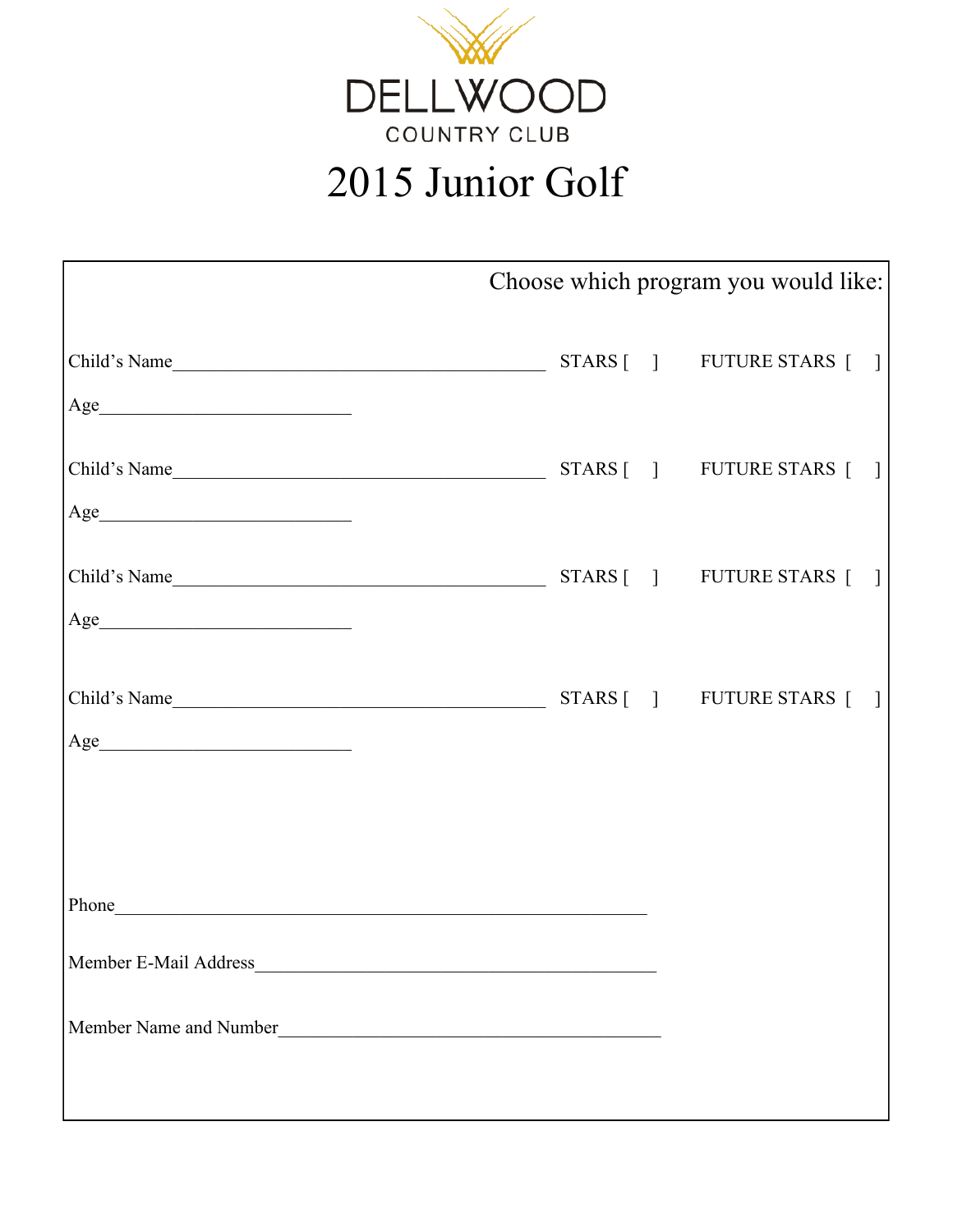DELLWOOD

COUNTRY CLUB

# 2015 Junior Golf

Choose which program you would like:

Child's Name________________________________________ STARS [ ] FUTURE STARS [ ]

Age___________________________

Child's Name________________________________________ STARS [ ] FUTURE STARS [ ]

Age___________________________

Child's Name________________________________________ STARS [ ] FUTURE STARS [ ]

Age___________________________

Child's Name________________________________________ STARS [ ] FUTURE STARS [ ]

Age___________________________

Phone__________________________________________________________

Member E-Mail Address____________________________________________

Member Name and Number__________________________________________